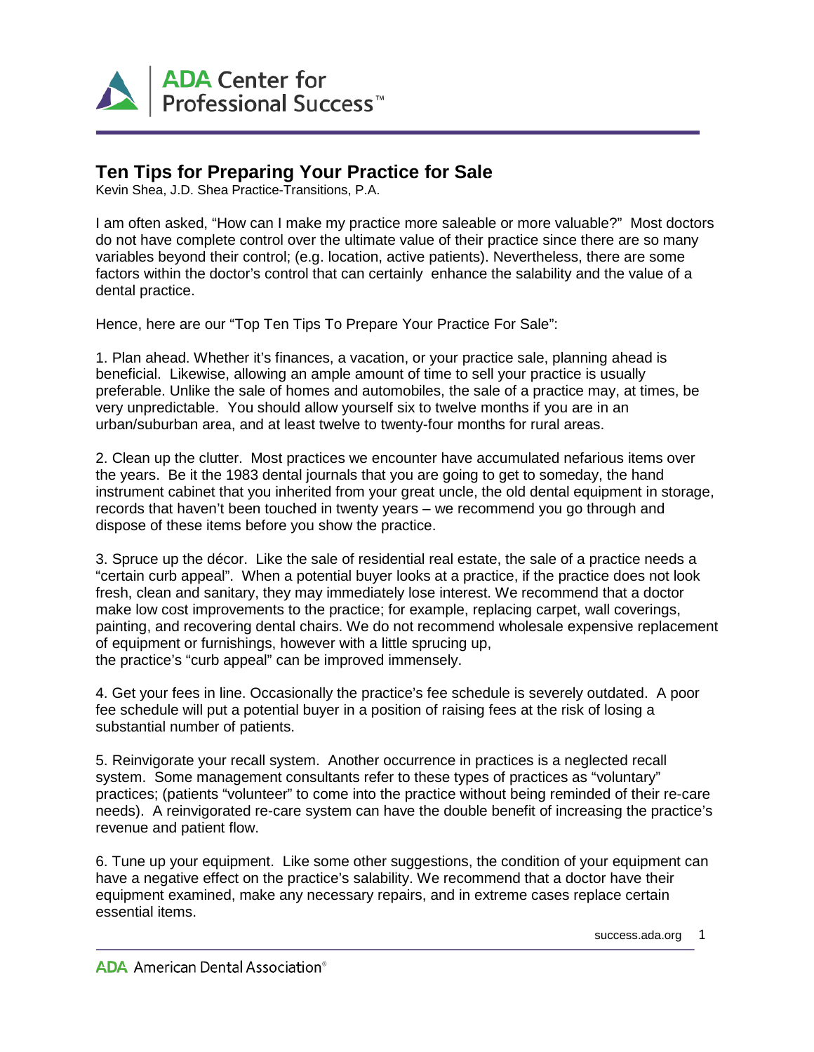# Ten Tips for Preparing Your Practice for Sale

Kevin Shea, J.D. Shea Practice-Transitions, P.A.

I am often asked, “How can I make my practice more saleable or more valuable?” Most doctors do not have complete control over the ultimate value of their practice since there are so many variables beyond their control; (e.g. location, active patients). Nevertheless, there are some factors within the doctor’s control that can certainly enhance the salability and the value of a dental practice.

Hence, here are our “Top Ten Tips To Prepare Your Practice For Sale”:

1. Plan ahead. Whether it’s finances, a vacation, or your practice sale, planning ahead is beneficial. Likewise, allowing an ample amount of time to sell your practice is usually preferable. Unlike the sale of homes and automobiles, the sale of a practice may, at times, be very unpredictable. You should allow yourself six to twelve months if you are in an urban/suburban area, and at least twelve to twenty-four months for rural areas.

2. Clean up the clutter. Most practices we encounter have accumulated nefarious items over the years. Be it the 1983 dental journals that you are going to get to someday, the hand instrument cabinet that you inherited from your great uncle, the old dental equipment in storage, records that haven’t been touched in twenty years – we recommend you go through and dispose of these items before you show the practice.

3. Spruce up the décor. Like the sale of residential real estate, the sale of a practice needs a “certain curb appeal”. When a potential buyer looks at a practice, if the practice does not look fresh, clean and sanitary, they may immediately lose interest. We recommend that a doctor make low cost improvements to the practice; for example, replacing carpet, wall coverings, painting, and recovering dental chairs. We do not recommend wholesale expensive replacement of equipment or furnishings, however with a little sprucing up, the practice’s “curb appeal” can be improved immensely.

4. Get your fees in line. Occasionally the practice’s fee schedule is severely outdated. A poor fee schedule will put a potential buyer in a position of raising fees at the risk of losing a substantial number of patients.

5. Reinvigorate your recall system. Another occurrence in practices is a neglected recall system. Some management consultants refer to these types of practices as “voluntary” practices; (patients “volunteer” to come into the practice without being reminded of their re-care needs). A reinvigorated re-care system can have the double benefit of increasing the practice’s revenue and patient flow.

6. Tune up your equipment. Like some other suggestions, the condition of your equipment can have a negative effect on the practice’s salability. We recommend that a doctor have their equipment examined, make any necessary repairs, and in extreme cases replace certain essential items.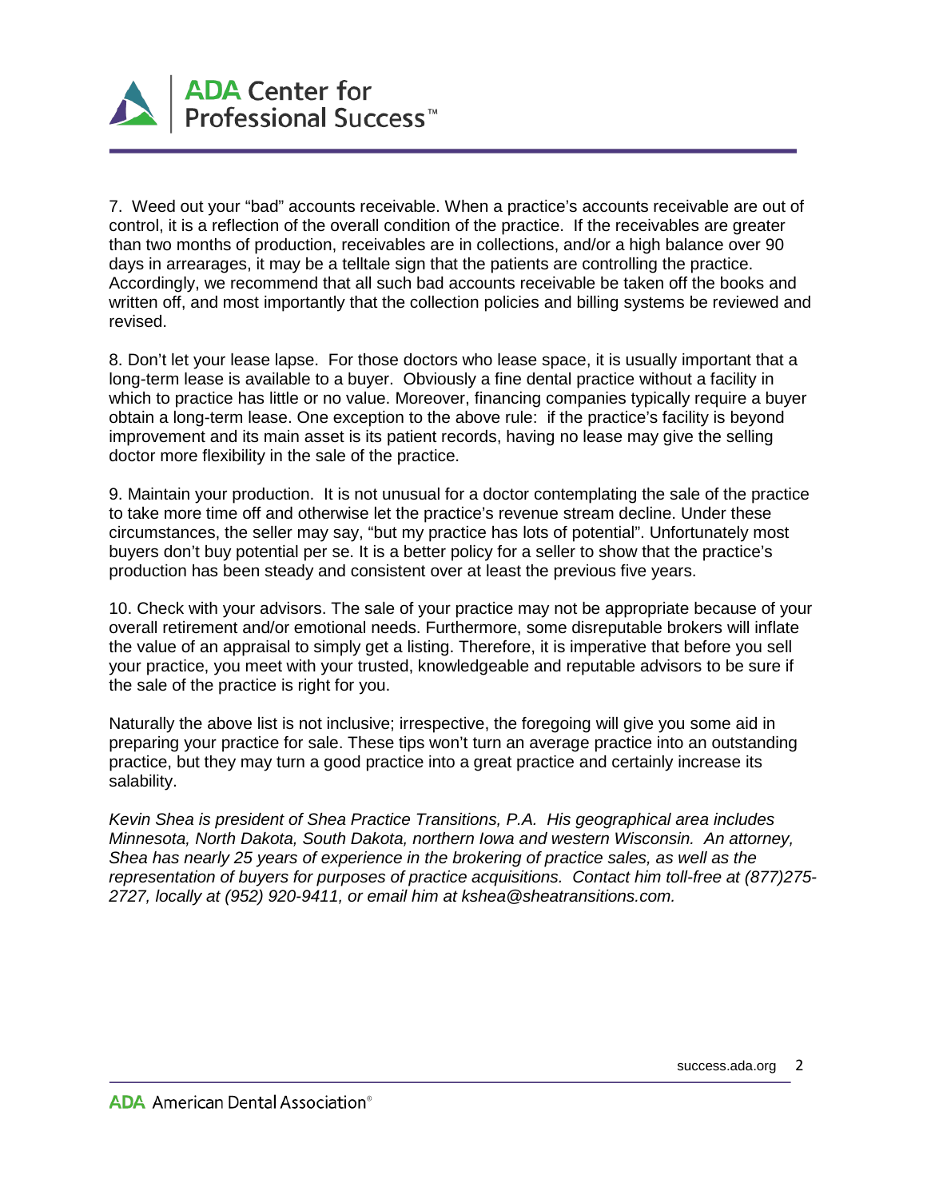7. Weed out your "bad" accounts receivable. When a practice's accounts receivable are out of control, it is a reflection of the overall condition of the practice. If the receivables are greater than two months of production, receivables are in collections, and/or a high balance over 90 days in arrearages, it may be a telltale sign that the patients are controlling the practice. Accordingly, we recommend that all such bad accounts receivable be taken off the books and written off, and most importantly that the collection policies and billing systems be reviewed and revised.

8. Don't let your lease lapse. For those doctors who lease space, it is usually important that a long-term lease is available to a buyer. Obviously a fine dental practice without a facility in which to practice has little or no value. Moreover, financing companies typically require a buyer obtain a long-term lease. One exception to the above rule: if the practice's facility is beyond improvement and its main asset is its patient records, having no lease may give the selling doctor more flexibility in the sale of the practice.

9. Maintain your production. It is not unusual for a doctor contemplating the sale of the practice to take more time off and otherwise let the practice's revenue stream decline. Under these circumstances, the seller may say, "but my practice has lots of potential". Unfortunately most buyers don't buy potential per se. It is a better policy for a seller to show that the practice's production has been steady and consistent over at least the previous five years.

10. Check with your advisors. The sale of your practice may not be appropriate because of your overall retirement and/or emotional needs. Furthermore, some disreputable brokers will inflate the value of an appraisal to simply get a listing. Therefore, it is imperative that before you sell your practice, you meet with your trusted, knowledgeable and reputable advisors to be sure if the sale of the practice is right for you.

Naturally the above list is not inclusive; irrespective, the foregoing will give you some aid in preparing your practice for sale. These tips won't turn an average practice into an outstanding practice, but they may turn a good practice into a great practice and certainly increase its salability.

*Kevin Shea is president of Shea Practice Transitions, P.A. His geographical area includes Minnesota, North Dakota, South Dakota, northern Iowa and western Wisconsin. An attorney, Shea has nearly 25 years of experience in the brokering of practice sales, as well as the representation of buyers for purposes of practice acquisitions. Contact him toll-free at (877)275-2727, locally at (952) 920-9411, or email him at kshea@sheatransitions.com.*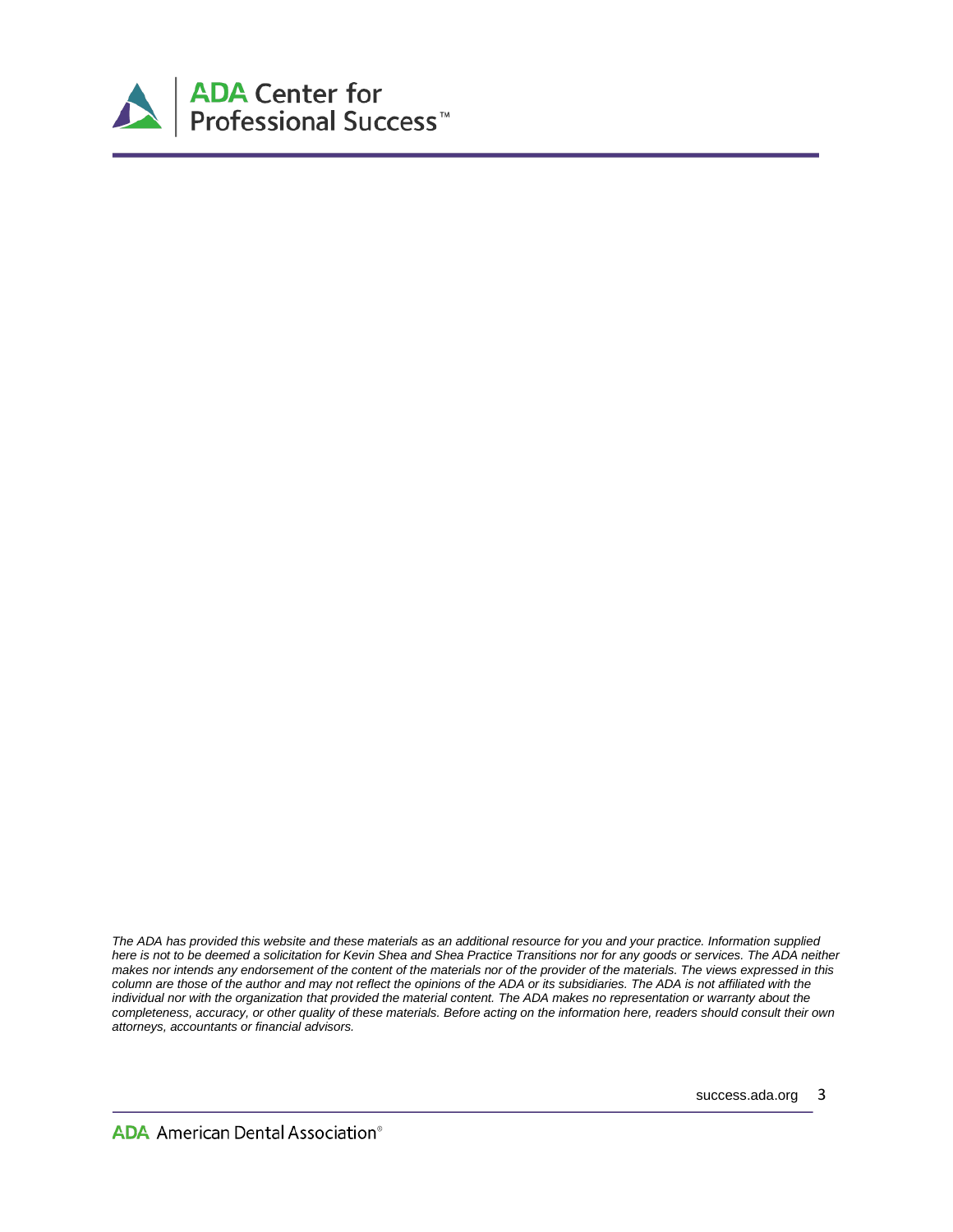*The ADA has provided this website and these materials as an additional resource for you and your practice. Information supplied here is not to be deemed a solicitation for Kevin Shea and Shea Practice Transitions nor for any goods or services. The ADA neither makes nor intends any endorsement of the content of the materials nor of the provider of the materials. The views expressed in this column are those of the author and may not reflect the opinions of the ADA or its subsidiaries. The ADA is not affiliated with the individual nor with the organization that provided the material content. The ADA makes no representation or warranty about the completeness, accuracy, or other quality of these materials. Before acting on the information here, readers should consult their own attorneys, accountants or financial advisors.*